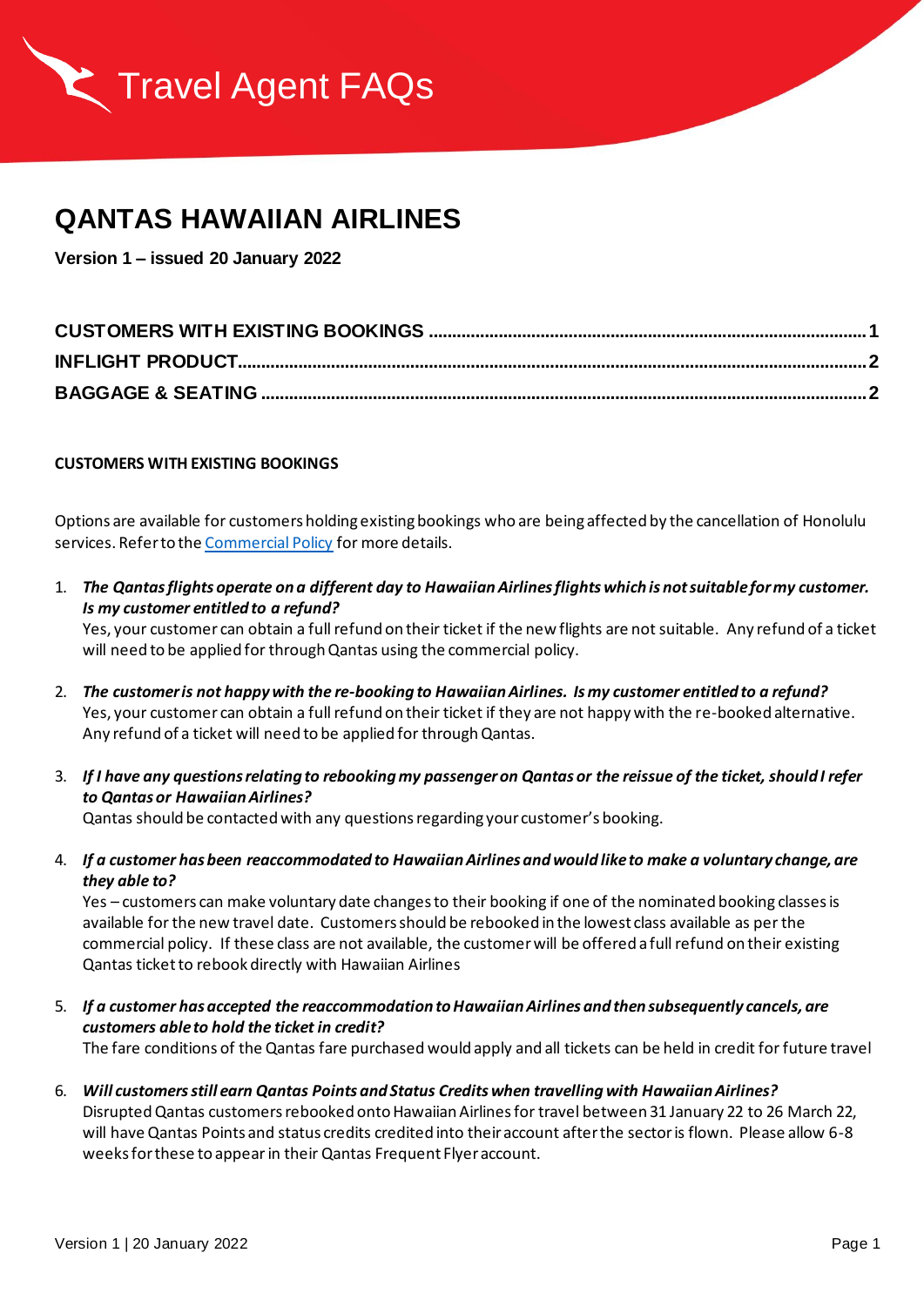Travel Agent FAQs

# QANTAS HAWAIIAN AIRLINES

**Version 1 – issued 20 January 2022**

- CUSTOMERS WITH EXISTING BOOKINGS ..... 1
- INFLIGHT PRODUCT ..... 2
- BAGGAGE & SEATING ..... 2

## CUSTOMERS WITH EXISTING BOOKINGS

Options are available for customers holding existing bookings who are being affected by the cancellation of Honolulu services. Refer to the Commercial Policy for more details.

1. ***The Qantas flights operate on a different day to Hawaiian Airlines flights which is not suitable for my customer. Is my customer entitled to a refund?***
   Yes, your customer can obtain a full refund on their ticket if the new flights are not suitable. Any refund of a ticket will need to be applied for through Qantas using the commercial policy.

2. ***The customer is not happy with the re-booking to Hawaiian Airlines. Is my customer entitled to a refund?***
   Yes, your customer can obtain a full refund on their ticket if they are not happy with the re-booked alternative. Any refund of a ticket will need to be applied for through Qantas.

3. ***If I have any questions relating to rebooking my passenger on Qantas or the reissue of the ticket, should I refer to Qantas or Hawaiian Airlines?***
   Qantas should be contacted with any questions regarding your customer's booking.

4. ***If a customer has been reaccommodated to Hawaiian Airlines and would like to make a voluntary change, are they able to?***
   Yes – customers can make voluntary date changes to their booking if one of the nominated booking classes is available for the new travel date. Customers should be rebooked in the lowest class available as per the commercial policy. If these class are not available, the customer will be offered a full refund on their existing Qantas ticket to rebook directly with Hawaiian Airlines

5. ***If a customer has accepted the reaccommodation to Hawaiian Airlines and then subsequently cancels, are customers able to hold the ticket in credit?***
   The fare conditions of the Qantas fare purchased would apply and all tickets can be held in credit for future travel

6. ***Will customers still earn Qantas Points and Status Credits when travelling with Hawaiian Airlines?***
   Disrupted Qantas customers rebooked onto Hawaiian Airlines for travel between 31 January 22 to 26 March 22, will have Qantas Points and status credits credited into their account after the sector is flown. Please allow 6-8 weeks for these to appear in their Qantas Frequent Flyer account.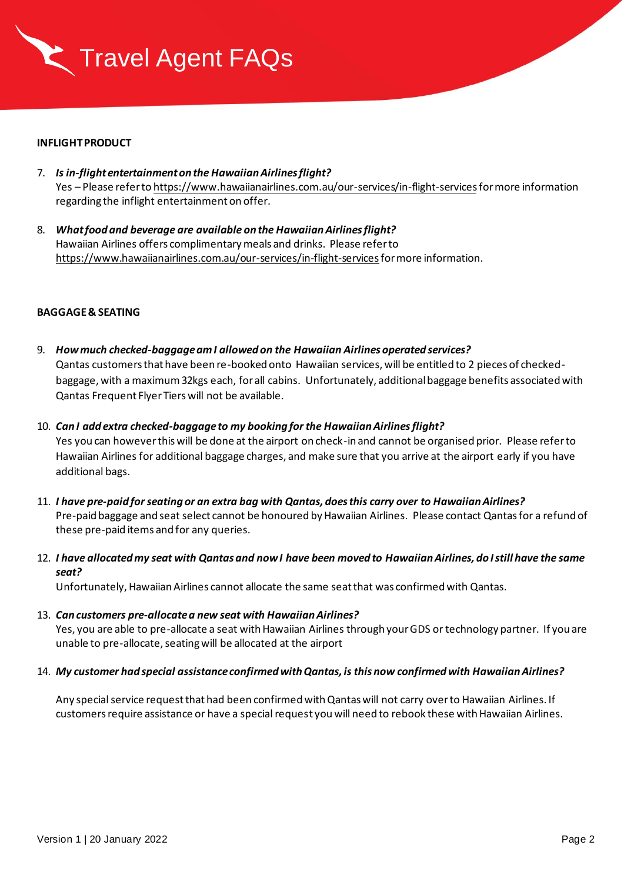# Travel Agent FAQs

**INFLIGHT PRODUCT**

7. ***Is in-flight entertainment on the Hawaiian Airlines flight?***
   Yes – Please refer to https://www.hawaiianairlines.com.au/our-services/in-flight-services for more information regarding the inflight entertainment on offer.

8. ***What food and beverage are available on the Hawaiian Airlines flight?***
   Hawaiian Airlines offers complimentary meals and drinks. Please refer to https://www.hawaiianairlines.com.au/our-services/in-flight-services for more information.

**BAGGAGE & SEATING**

9. ***How much checked-baggage am I allowed on the Hawaiian Airlines operated services?***
   Qantas customers that have been re-booked onto Hawaiian services, will be entitled to 2 pieces of checked-baggage, with a maximum 32kgs each, for all cabins. Unfortunately, additional baggage benefits associated with Qantas Frequent Flyer Tiers will not be available.

10. ***Can I add extra checked-baggage to my booking for the Hawaiian Airlines flight?***
    Yes you can however this will be done at the airport on check-in and cannot be organised prior. Please refer to Hawaiian Airlines for additional baggage charges, and make sure that you arrive at the airport early if you have additional bags.

11. ***I have pre-paid for seating or an extra bag with Qantas, does this carry over to Hawaiian Airlines?***
    Pre-paid baggage and seat select cannot be honoured by Hawaiian Airlines. Please contact Qantas for a refund of these pre-paid items and for any queries.

12. ***I have allocated my seat with Qantas and now I have been moved to Hawaiian Airlines, do I still have the same seat?***
    Unfortunately, Hawaiian Airlines cannot allocate the same seat that was confirmed with Qantas.

13. ***Can customers pre-allocate a new seat with Hawaiian Airlines?***
    Yes, you are able to pre-allocate a seat with Hawaiian Airlines through your GDS or technology partner. If you are unable to pre-allocate, seating will be allocated at the airport

14. ***My customer had special assistance confirmed with Qantas, is this now confirmed with Hawaiian Airlines?***

    Any special service request that had been confirmed with Qantas will not carry over to Hawaiian Airlines. If customers require assistance or have a special request you will need to rebook these with Hawaiian Airlines.

Version 1 | 20 January 2022